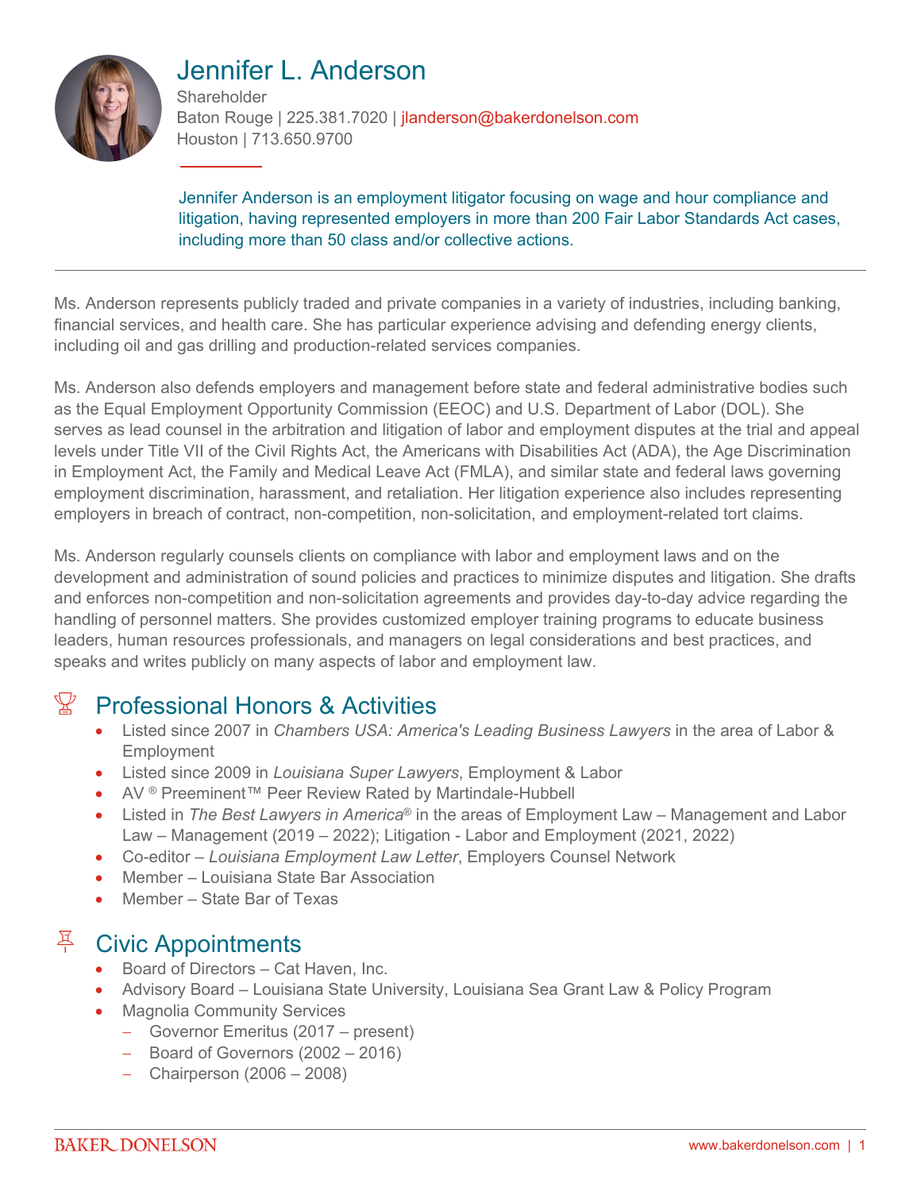# Jennifer L. Anderson

Shareholder
Baton Rouge | 225.381.7020 | jlanderson@bakerdonelson.com
Houston | 713.650.9700

Jennifer Anderson is an employment litigator focusing on wage and hour compliance and litigation, having represented employers in more than 200 Fair Labor Standards Act cases, including more than 50 class and/or collective actions.

Ms. Anderson represents publicly traded and private companies in a variety of industries, including banking, financial services, and health care. She has particular experience advising and defending energy clients, including oil and gas drilling and production-related services companies.

Ms. Anderson also defends employers and management before state and federal administrative bodies such as the Equal Employment Opportunity Commission (EEOC) and U.S. Department of Labor (DOL). She serves as lead counsel in the arbitration and litigation of labor and employment disputes at the trial and appeal levels under Title VII of the Civil Rights Act, the Americans with Disabilities Act (ADA), the Age Discrimination in Employment Act, the Family and Medical Leave Act (FMLA), and similar state and federal laws governing employment discrimination, harassment, and retaliation. Her litigation experience also includes representing employers in breach of contract, non-competition, non-solicitation, and employment-related tort claims.

Ms. Anderson regularly counsels clients on compliance with labor and employment laws and on the development and administration of sound policies and practices to minimize disputes and litigation. She drafts and enforces non-competition and non-solicitation agreements and provides day-to-day advice regarding the handling of personnel matters. She provides customized employer training programs to educate business leaders, human resources professionals, and managers on legal considerations and best practices, and speaks and writes publicly on many aspects of labor and employment law.

## Professional Honors & Activities

- Listed since 2007 in *Chambers USA: America's Leading Business Lawyers* in the area of Labor & Employment
- Listed since 2009 in *Louisiana Super Lawyers*, Employment & Labor
- AV ® Preeminent™ Peer Review Rated by Martindale-Hubbell
- Listed in *The Best Lawyers in America*® in the areas of Employment Law – Management and Labor Law – Management (2019 – 2022); Litigation - Labor and Employment (2021, 2022)
- Co-editor – *Louisiana Employment Law Letter*, Employers Counsel Network
- Member – Louisiana State Bar Association
- Member – State Bar of Texas

## Civic Appointments

- Board of Directors – Cat Haven, Inc.
- Advisory Board – Louisiana State University, Louisiana Sea Grant Law & Policy Program
- Magnolia Community Services
  - Governor Emeritus (2017 – present)
  - Board of Governors (2002 – 2016)
  - Chairperson (2006 – 2008)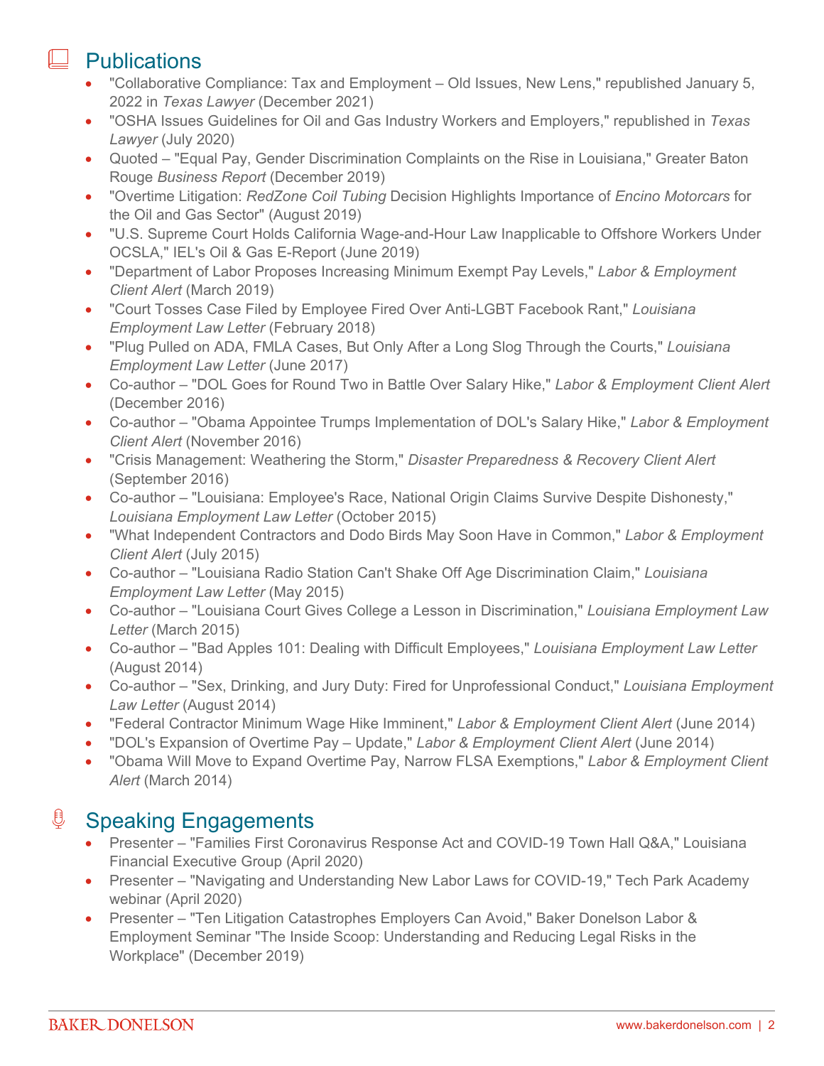## Publications

- "Collaborative Compliance: Tax and Employment – Old Issues, New Lens," republished January 5, 2022 in *Texas Lawyer* (December 2021)
- "OSHA Issues Guidelines for Oil and Gas Industry Workers and Employers," republished in *Texas Lawyer* (July 2020)
- Quoted – "Equal Pay, Gender Discrimination Complaints on the Rise in Louisiana," Greater Baton Rouge *Business Report* (December 2019)
- "Overtime Litigation: *RedZone Coil Tubing* Decision Highlights Importance of *Encino Motorcars* for the Oil and Gas Sector" (August 2019)
- "U.S. Supreme Court Holds California Wage-and-Hour Law Inapplicable to Offshore Workers Under OCSLA," IEL's Oil & Gas E-Report (June 2019)
- "Department of Labor Proposes Increasing Minimum Exempt Pay Levels," *Labor & Employment Client Alert* (March 2019)
- "Court Tosses Case Filed by Employee Fired Over Anti-LGBT Facebook Rant," *Louisiana Employment Law Letter* (February 2018)
- "Plug Pulled on ADA, FMLA Cases, But Only After a Long Slog Through the Courts," *Louisiana Employment Law Letter* (June 2017)
- Co-author – "DOL Goes for Round Two in Battle Over Salary Hike," *Labor & Employment Client Alert* (December 2016)
- Co-author – "Obama Appointee Trumps Implementation of DOL's Salary Hike," *Labor & Employment Client Alert* (November 2016)
- "Crisis Management: Weathering the Storm," *Disaster Preparedness & Recovery Client Alert* (September 2016)
- Co-author – "Louisiana: Employee's Race, National Origin Claims Survive Despite Dishonesty," *Louisiana Employment Law Letter* (October 2015)
- "What Independent Contractors and Dodo Birds May Soon Have in Common," *Labor & Employment Client Alert* (July 2015)
- Co-author – "Louisiana Radio Station Can't Shake Off Age Discrimination Claim," *Louisiana Employment Law Letter* (May 2015)
- Co-author – "Louisiana Court Gives College a Lesson in Discrimination," *Louisiana Employment Law Letter* (March 2015)
- Co-author – "Bad Apples 101: Dealing with Difficult Employees," *Louisiana Employment Law Letter* (August 2014)
- Co-author – "Sex, Drinking, and Jury Duty: Fired for Unprofessional Conduct," *Louisiana Employment Law Letter* (August 2014)
- "Federal Contractor Minimum Wage Hike Imminent," *Labor & Employment Client Alert* (June 2014)
- "DOL's Expansion of Overtime Pay – Update," *Labor & Employment Client Alert* (June 2014)
- "Obama Will Move to Expand Overtime Pay, Narrow FLSA Exemptions," *Labor & Employment Client Alert* (March 2014)

## Speaking Engagements

- Presenter – "Families First Coronavirus Response Act and COVID-19 Town Hall Q&A," Louisiana Financial Executive Group (April 2020)
- Presenter – "Navigating and Understanding New Labor Laws for COVID-19," Tech Park Academy webinar (April 2020)
- Presenter – "Ten Litigation Catastrophes Employers Can Avoid," Baker Donelson Labor & Employment Seminar "The Inside Scoop: Understanding and Reducing Legal Risks in the Workplace" (December 2019)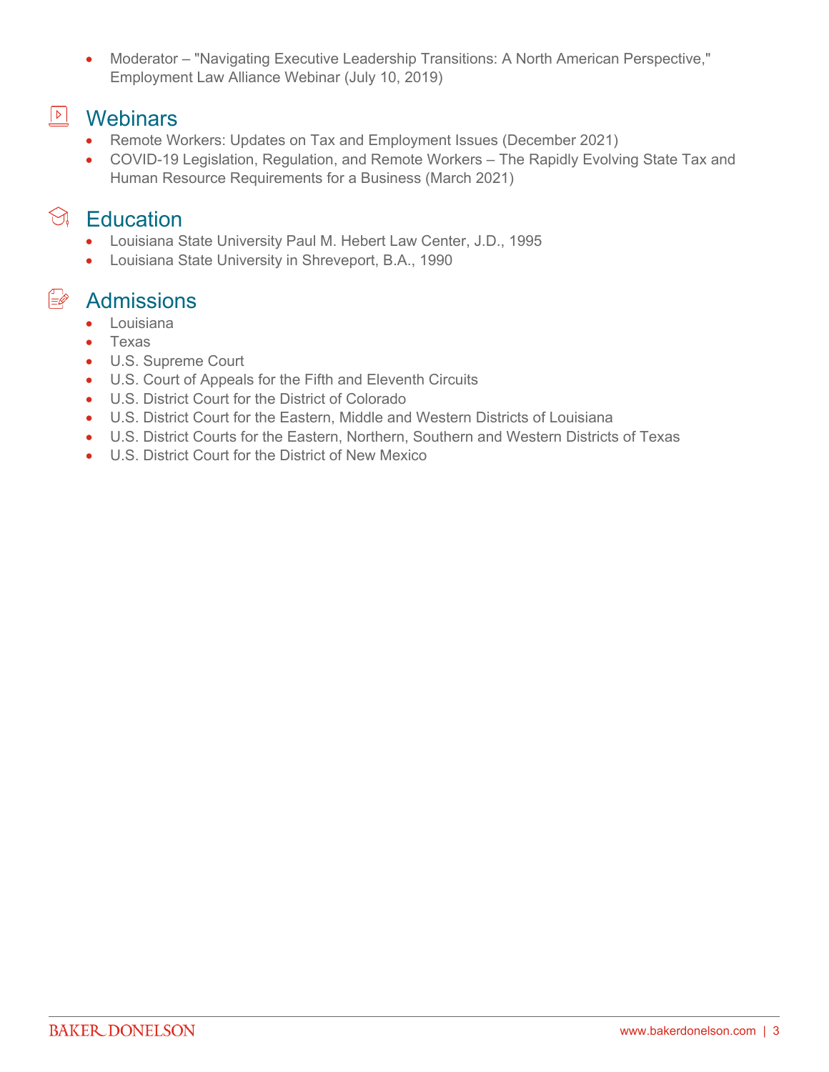- Moderator – "Navigating Executive Leadership Transitions: A North American Perspective," Employment Law Alliance Webinar (July 10, 2019)

## Webinars

- Remote Workers: Updates on Tax and Employment Issues (December 2021)
- COVID-19 Legislation, Regulation, and Remote Workers – The Rapidly Evolving State Tax and Human Resource Requirements for a Business (March 2021)

## Education

- Louisiana State University Paul M. Hebert Law Center, J.D., 1995
- Louisiana State University in Shreveport, B.A., 1990

## Admissions

- Louisiana
- Texas
- U.S. Supreme Court
- U.S. Court of Appeals for the Fifth and Eleventh Circuits
- U.S. District Court for the District of Colorado
- U.S. District Court for the Eastern, Middle and Western Districts of Louisiana
- U.S. District Courts for the Eastern, Northern, Southern and Western Districts of Texas
- U.S. District Court for the District of New Mexico